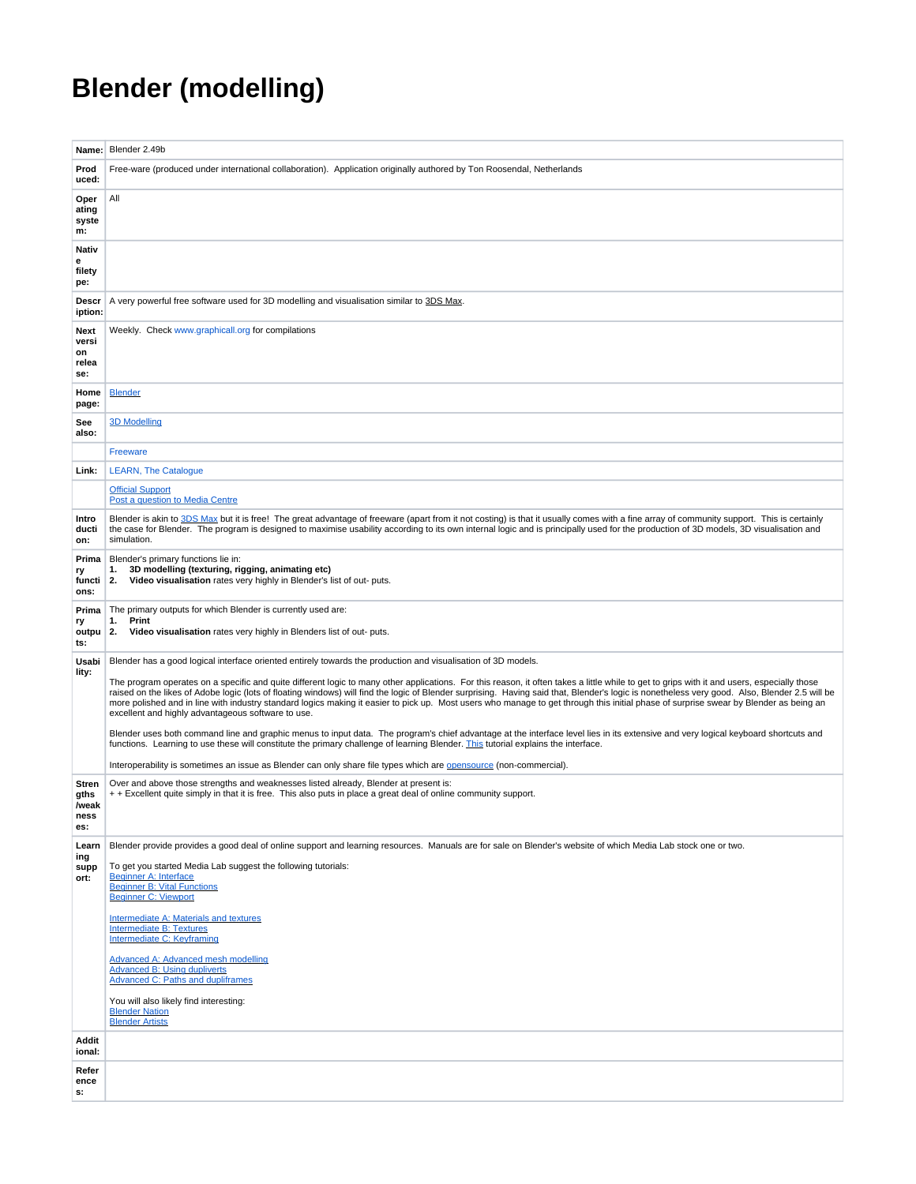# Blender (modelling)

| | |
|---|---|
| **Name:** | Blender 2.49b |
| **Produced:** | Free-ware (produced under international collaboration). Application originally authored by Ton Roosendal, Netherlands |
| **Operating system:** | All |
| **Native filetype:** | |
| **Description:** | A very powerful free software used for 3D modelling and visualisation similar to 3DS Max. |
| **Next version release:** | Weekly. Check www.graphicall.org for compilations |
| **Home page:** | Blender |
| **See also:** | 3D Modelling |
| | Freeware |
| **Link:** | LEARN, The Catalogue |
| | Official Support<br>Post a question to Media Centre |
| **Introduction:** | Blender is akin to 3DS Max but it is free! The great advantage of freeware (apart from it not costing) is that it usually comes with a fine array of community support. This is certainly the case for Blender. The program is designed to maximise usability according to its own internal logic and is principally used for the production of 3D models, 3D visualisation and simulation. |
| **Primary functions:** | Blender's primary functions lie in:<br>1. **3D modelling (texturing, rigging, animating etc)**<br>2. **Video visualisation** rates very highly in Blender's list of out- puts. |
| **Primary outputs:** | The primary outputs for which Blender is currently used are:<br>1. **Print**<br>2. **Video visualisation** rates very highly in Blenders list of out- puts. |
| **Usability:** | Blender has a good logical interface oriented entirely towards the production and visualisation of 3D models.<br><br>The program operates on a specific and quite different logic to many other applications. For this reason, it often takes a little while to get to grips with it and users, especially those raised on the likes of Adobe logic (lots of floating windows) will find the logic of Blender surprising. Having said that, Blender's logic is nonetheless very good. Also, Blender 2.5 will be more polished and in line with industry standard logics making it easier to pick up. Most users who manage to get through this initial phase of surprise swear by Blender as being an excellent and highly advantageous software to use.<br><br>Blender uses both command line and graphic menus to input data. The program's chief advantage at the interface level lies in its extensive and very logical keyboard shortcuts and functions. Learning to use these will constitute the primary challenge of learning Blender. This tutorial explains the interface.<br><br>Interoperability is sometimes an issue as Blender can only share file types which are opensource (non-commercial). |
| **Strengths /weaknesses:** | Over and above those strengths and weaknesses listed already, Blender at present is:<br>+ + Excellent quite simply in that it is free. This also puts in place a great deal of online community support. |
| **Learning support:** | Blender provide provides a good deal of online support and learning resources. Manuals are for sale on Blender's website of which Media Lab stock one or two.<br><br>To get you started Media Lab suggest the following tutorials:<br>Beginner A: Interface<br>Beginner B: Vital Functions<br>Beginner C: Viewport<br><br>Intermediate A: Materials and textures<br>Intermediate B: Textures<br>Intermediate C: Keyframing<br><br>Advanced A: Advanced mesh modelling<br>Advanced B: Using dupliverts<br>Advanced C: Paths and dupliframes<br><br>You will also likely find interesting:<br>Blender Nation<br>Blender Artists |
| **Additional:** | |
| **References:** | |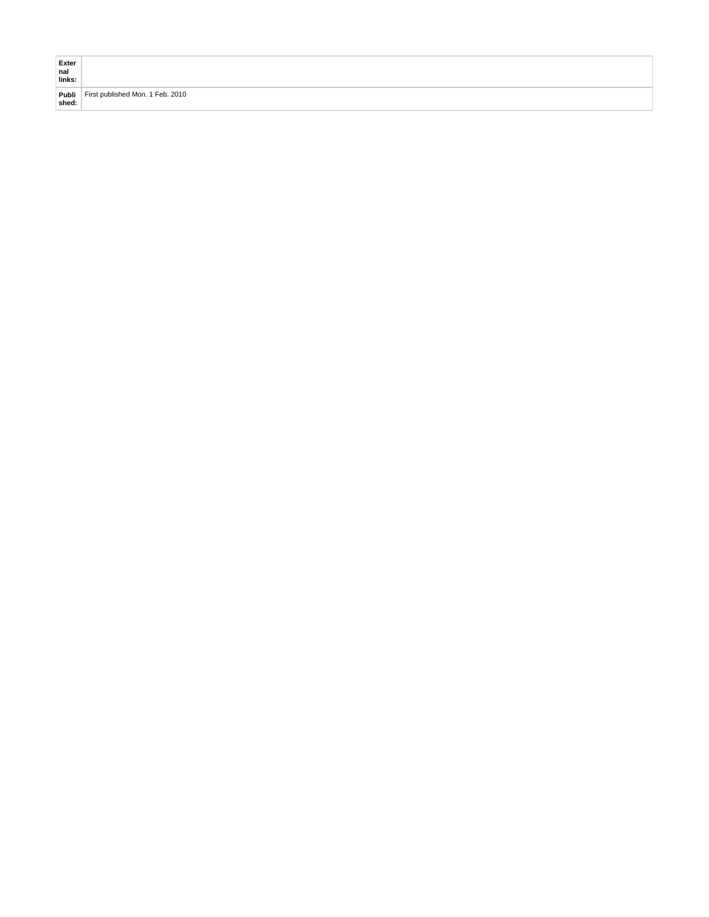| | |
|---|---|
| **External links:** | |
| **Published:** | First published Mon. 1 Feb. 2010 |